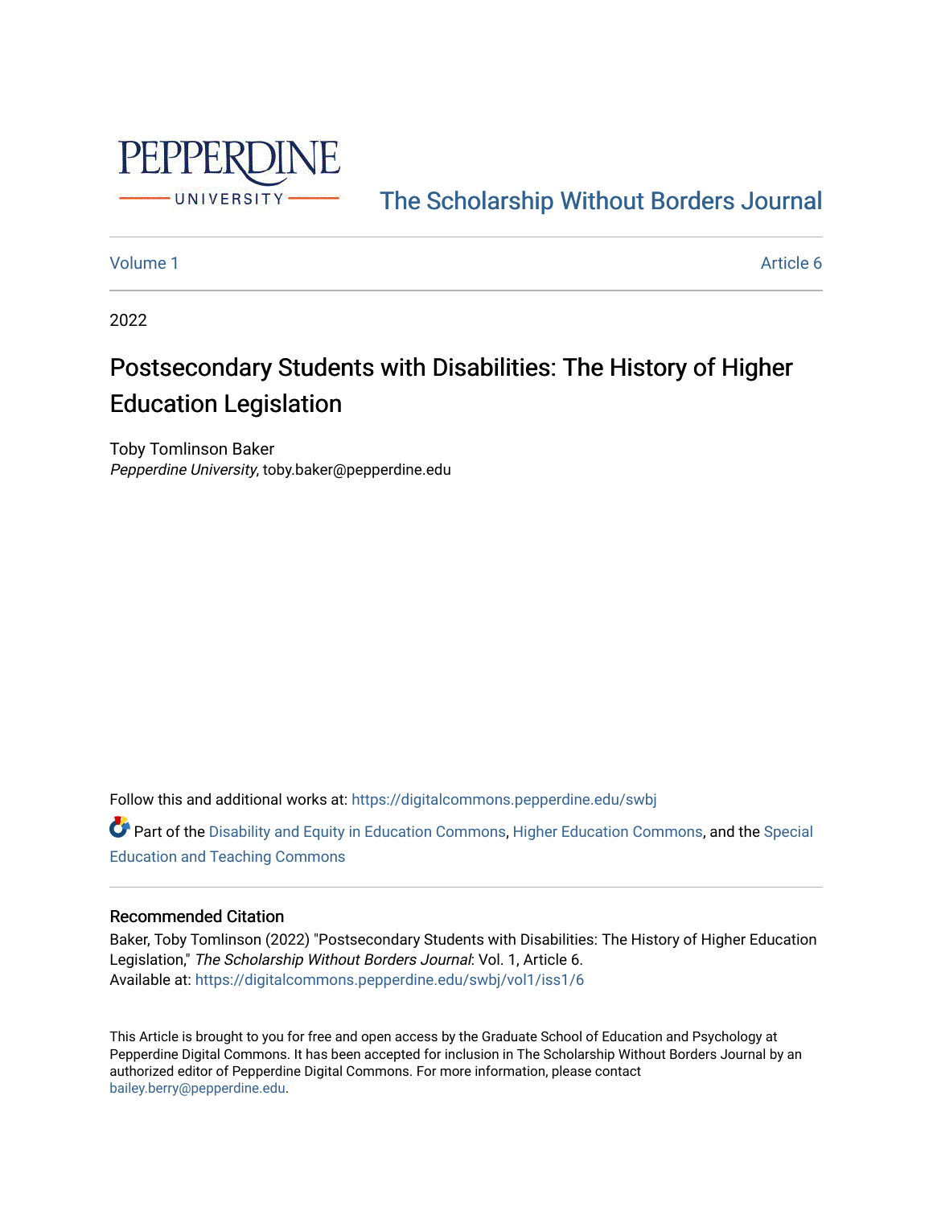PEPPERDINE UNIVERSITY

The Scholarship Without Borders Journal

Volume 1 | Article 6

2022

# Postsecondary Students with Disabilities: The History of Higher Education Legislation

Toby Tomlinson Baker
*Pepperdine University*, toby.baker@pepperdine.edu

Follow this and additional works at: https://digitalcommons.pepperdine.edu/swbj

Part of the Disability and Equity in Education Commons, Higher Education Commons, and the Special Education and Teaching Commons

## Recommended Citation

Baker, Toby Tomlinson (2022) "Postsecondary Students with Disabilities: The History of Higher Education Legislation," *The Scholarship Without Borders Journal*: Vol. 1, Article 6.
Available at: https://digitalcommons.pepperdine.edu/swbj/vol1/iss1/6

This Article is brought to you for free and open access by the Graduate School of Education and Psychology at Pepperdine Digital Commons. It has been accepted for inclusion in The Scholarship Without Borders Journal by an authorized editor of Pepperdine Digital Commons. For more information, please contact bailey.berry@pepperdine.edu.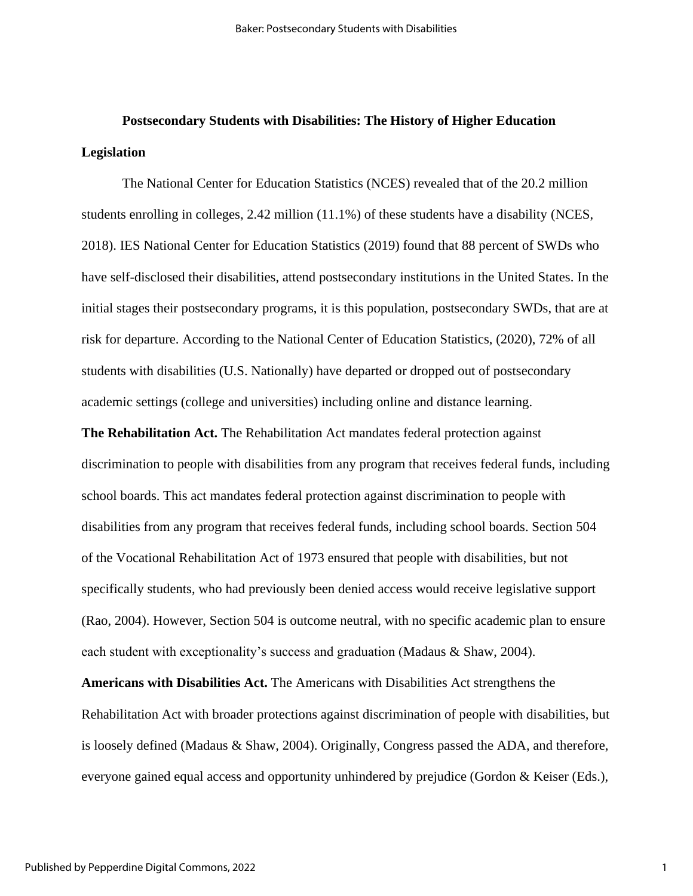**Postsecondary Students with Disabilities: The History of Higher Education**

**Legislation**

The National Center for Education Statistics (NCES) revealed that of the 20.2 million students enrolling in colleges, 2.42 million (11.1%) of these students have a disability (NCES, 2018). IES National Center for Education Statistics (2019) found that 88 percent of SWDs who have self-disclosed their disabilities, attend postsecondary institutions in the United States. In the initial stages their postsecondary programs, it is this population, postsecondary SWDs, that are at risk for departure. According to the National Center of Education Statistics, (2020), 72% of all students with disabilities (U.S. Nationally) have departed or dropped out of postsecondary academic settings (college and universities) including online and distance learning.

**The Rehabilitation Act.** The Rehabilitation Act mandates federal protection against discrimination to people with disabilities from any program that receives federal funds, including school boards. This act mandates federal protection against discrimination to people with disabilities from any program that receives federal funds, including school boards. Section 504 of the Vocational Rehabilitation Act of 1973 ensured that people with disabilities, but not specifically students, who had previously been denied access would receive legislative support (Rao, 2004). However, Section 504 is outcome neutral, with no specific academic plan to ensure each student with exceptionality's success and graduation (Madaus & Shaw, 2004).

**Americans with Disabilities Act.** The Americans with Disabilities Act strengthens the Rehabilitation Act with broader protections against discrimination of people with disabilities, but is loosely defined (Madaus & Shaw, 2004). Originally, Congress passed the ADA, and therefore, everyone gained equal access and opportunity unhindered by prejudice (Gordon & Keiser (Eds.),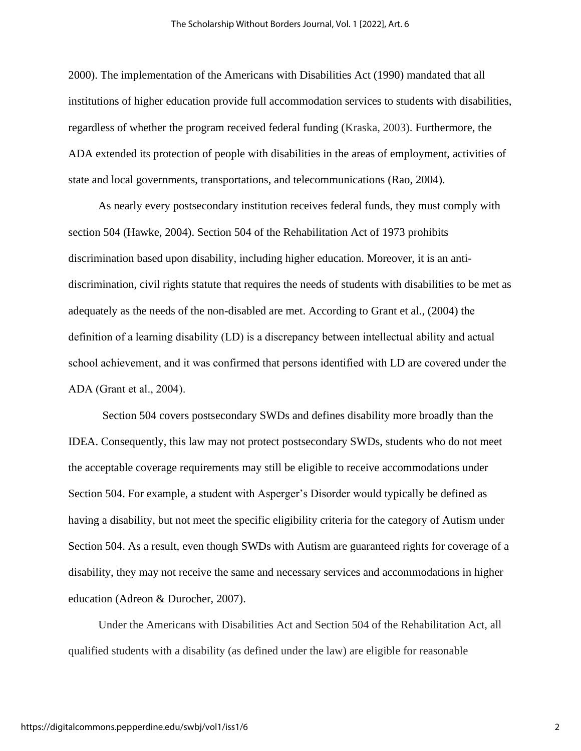2000). The implementation of the Americans with Disabilities Act (1990) mandated that all institutions of higher education provide full accommodation services to students with disabilities, regardless of whether the program received federal funding (Kraska, 2003). Furthermore, the ADA extended its protection of people with disabilities in the areas of employment, activities of state and local governments, transportations, and telecommunications (Rao, 2004).

As nearly every postsecondary institution receives federal funds, they must comply with section 504 (Hawke, 2004). Section 504 of the Rehabilitation Act of 1973 prohibits discrimination based upon disability, including higher education. Moreover, it is an anti-discrimination, civil rights statute that requires the needs of students with disabilities to be met as adequately as the needs of the non-disabled are met. According to Grant et al., (2004) the definition of a learning disability (LD) is a discrepancy between intellectual ability and actual school achievement, and it was confirmed that persons identified with LD are covered under the ADA (Grant et al., 2004).

Section 504 covers postsecondary SWDs and defines disability more broadly than the IDEA. Consequently, this law may not protect postsecondary SWDs, students who do not meet the acceptable coverage requirements may still be eligible to receive accommodations under Section 504. For example, a student with Asperger's Disorder would typically be defined as having a disability, but not meet the specific eligibility criteria for the category of Autism under Section 504. As a result, even though SWDs with Autism are guaranteed rights for coverage of a disability, they may not receive the same and necessary services and accommodations in higher education (Adreon & Durocher, 2007).

Under the Americans with Disabilities Act and Section 504 of the Rehabilitation Act, all qualified students with a disability (as defined under the law) are eligible for reasonable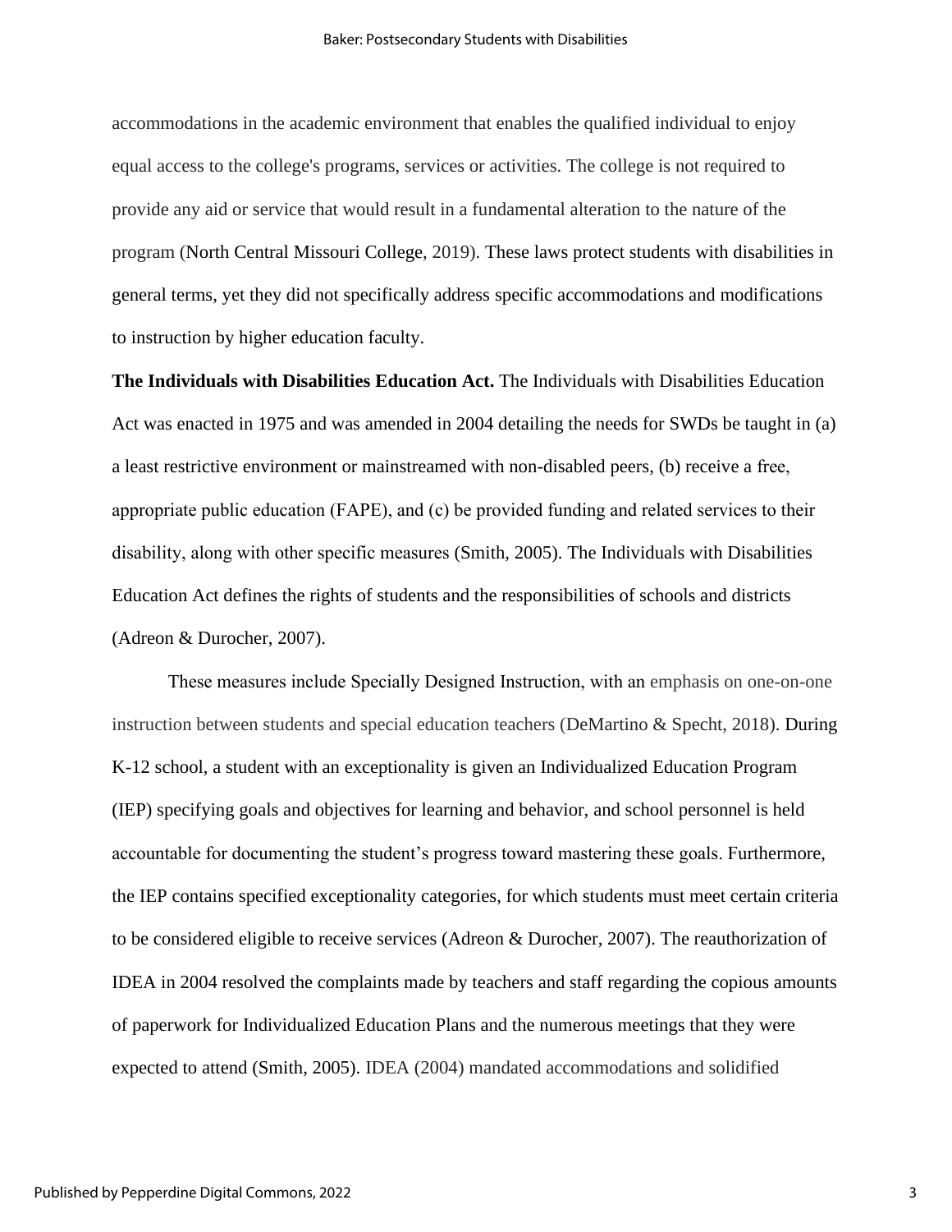accommodations in the academic environment that enables the qualified individual to enjoy equal access to the college's programs, services or activities. The college is not required to provide any aid or service that would result in a fundamental alteration to the nature of the program (North Central Missouri College, 2019). These laws protect students with disabilities in general terms, yet they did not specifically address specific accommodations and modifications to instruction by higher education faculty.

**The Individuals with Disabilities Education Act.** The Individuals with Disabilities Education Act was enacted in 1975 and was amended in 2004 detailing the needs for SWDs be taught in (a) a least restrictive environment or mainstreamed with non-disabled peers, (b) receive a free, appropriate public education (FAPE), and (c) be provided funding and related services to their disability, along with other specific measures (Smith, 2005). The Individuals with Disabilities Education Act defines the rights of students and the responsibilities of schools and districts (Adreon & Durocher, 2007).

These measures include Specially Designed Instruction, with an emphasis on one-on-one instruction between students and special education teachers (DeMartino & Specht, 2018). During K-12 school, a student with an exceptionality is given an Individualized Education Program (IEP) specifying goals and objectives for learning and behavior, and school personnel is held accountable for documenting the student's progress toward mastering these goals. Furthermore, the IEP contains specified exceptionality categories, for which students must meet certain criteria to be considered eligible to receive services (Adreon & Durocher, 2007). The reauthorization of IDEA in 2004 resolved the complaints made by teachers and staff regarding the copious amounts of paperwork for Individualized Education Plans and the numerous meetings that they were expected to attend (Smith, 2005). IDEA (2004) mandated accommodations and solidified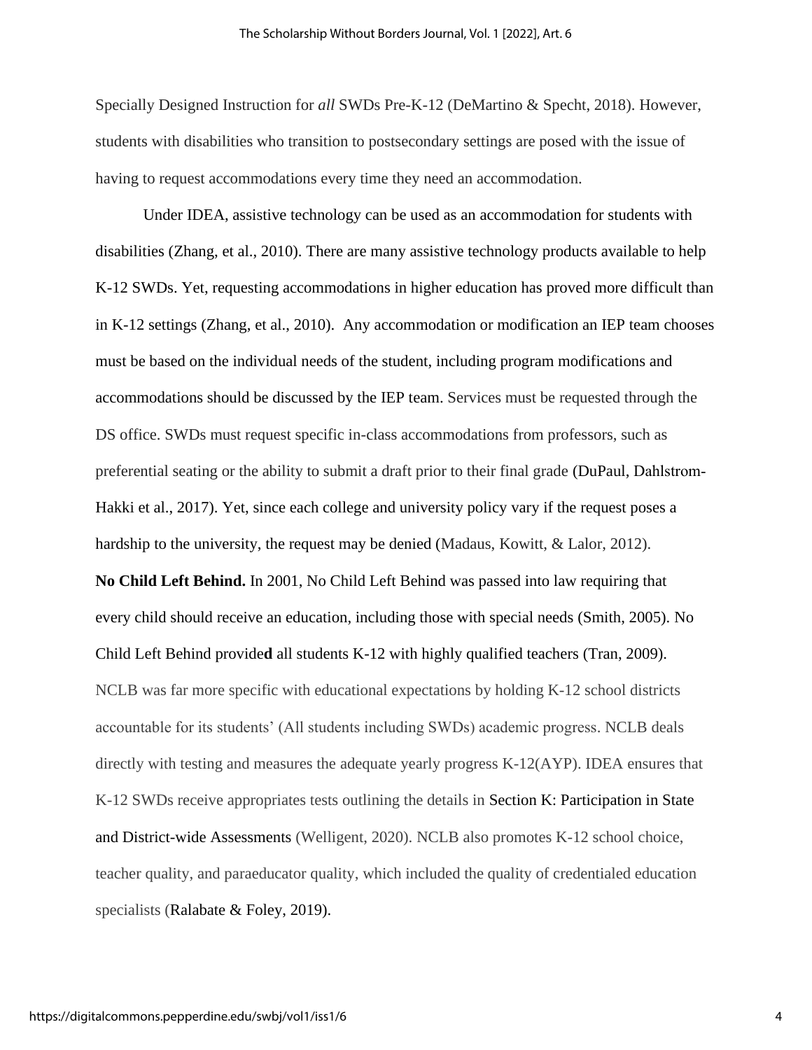Specially Designed Instruction for *all* SWDs Pre-K-12 (DeMartino & Specht, 2018). However, students with disabilities who transition to postsecondary settings are posed with the issue of having to request accommodations every time they need an accommodation.

Under IDEA, assistive technology can be used as an accommodation for students with disabilities (Zhang, et al., 2010). There are many assistive technology products available to help K-12 SWDs. Yet, requesting accommodations in higher education has proved more difficult than in K-12 settings (Zhang, et al., 2010). Any accommodation or modification an IEP team chooses must be based on the individual needs of the student, including program modifications and accommodations should be discussed by the IEP team. Services must be requested through the DS office. SWDs must request specific in-class accommodations from professors, such as preferential seating or the ability to submit a draft prior to their final grade (DuPaul, Dahlstrom-Hakki et al., 2017). Yet, since each college and university policy vary if the request poses a hardship to the university, the request may be denied (Madaus, Kowitt, & Lalor, 2012).

**No Child Left Behind.** In 2001, No Child Left Behind was passed into law requiring that every child should receive an education, including those with special needs (Smith, 2005). No Child Left Behind provide**d** all students K-12 with highly qualified teachers (Tran, 2009). NCLB was far more specific with educational expectations by holding K-12 school districts accountable for its students' (All students including SWDs) academic progress. NCLB deals directly with testing and measures the adequate yearly progress K-12(AYP). IDEA ensures that K-12 SWDs receive appropriates tests outlining the details in Section K: Participation in State and District-wide Assessments (Welligent, 2020). NCLB also promotes K-12 school choice, teacher quality, and paraeducator quality, which included the quality of credentialed education specialists (Ralabate & Foley, 2019).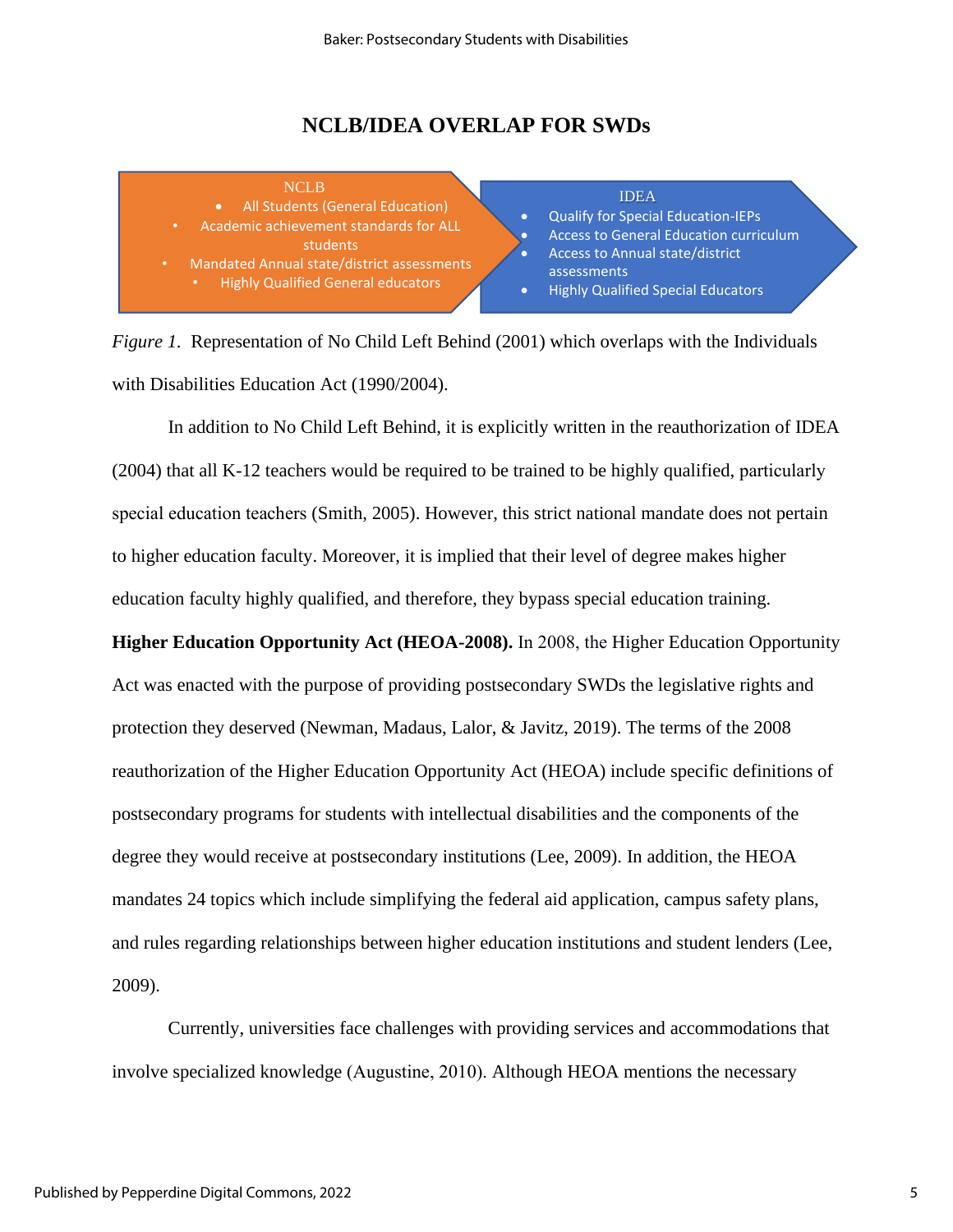## NCLB/IDEA OVERLAP FOR SWDs

NCLB
- All Students (General Education)
- Academic achievement standards for ALL students
- Mandated Annual state/district assessments
- Highly Qualified General educators

IDEA
- Qualify for Special Education-IEPs
- Access to General Education curriculum
- Access to Annual state/district assessments
- Highly Qualified Special Educators

*Figure 1.* Representation of No Child Left Behind (2001) which overlaps with the Individuals with Disabilities Education Act (1990/2004).

In addition to No Child Left Behind, it is explicitly written in the reauthorization of IDEA (2004) that all K-12 teachers would be required to be trained to be highly qualified, particularly special education teachers (Smith, 2005). However, this strict national mandate does not pertain to higher education faculty. Moreover, it is implied that their level of degree makes higher education faculty highly qualified, and therefore, they bypass special education training.

**Higher Education Opportunity Act (HEOA-2008).** In 2008, the Higher Education Opportunity Act was enacted with the purpose of providing postsecondary SWDs the legislative rights and protection they deserved (Newman, Madaus, Lalor, & Javitz, 2019). The terms of the 2008 reauthorization of the Higher Education Opportunity Act (HEOA) include specific definitions of postsecondary programs for students with intellectual disabilities and the components of the degree they would receive at postsecondary institutions (Lee, 2009). In addition, the HEOA mandates 24 topics which include simplifying the federal aid application, campus safety plans, and rules regarding relationships between higher education institutions and student lenders (Lee, 2009).

Currently, universities face challenges with providing services and accommodations that involve specialized knowledge (Augustine, 2010). Although HEOA mentions the necessary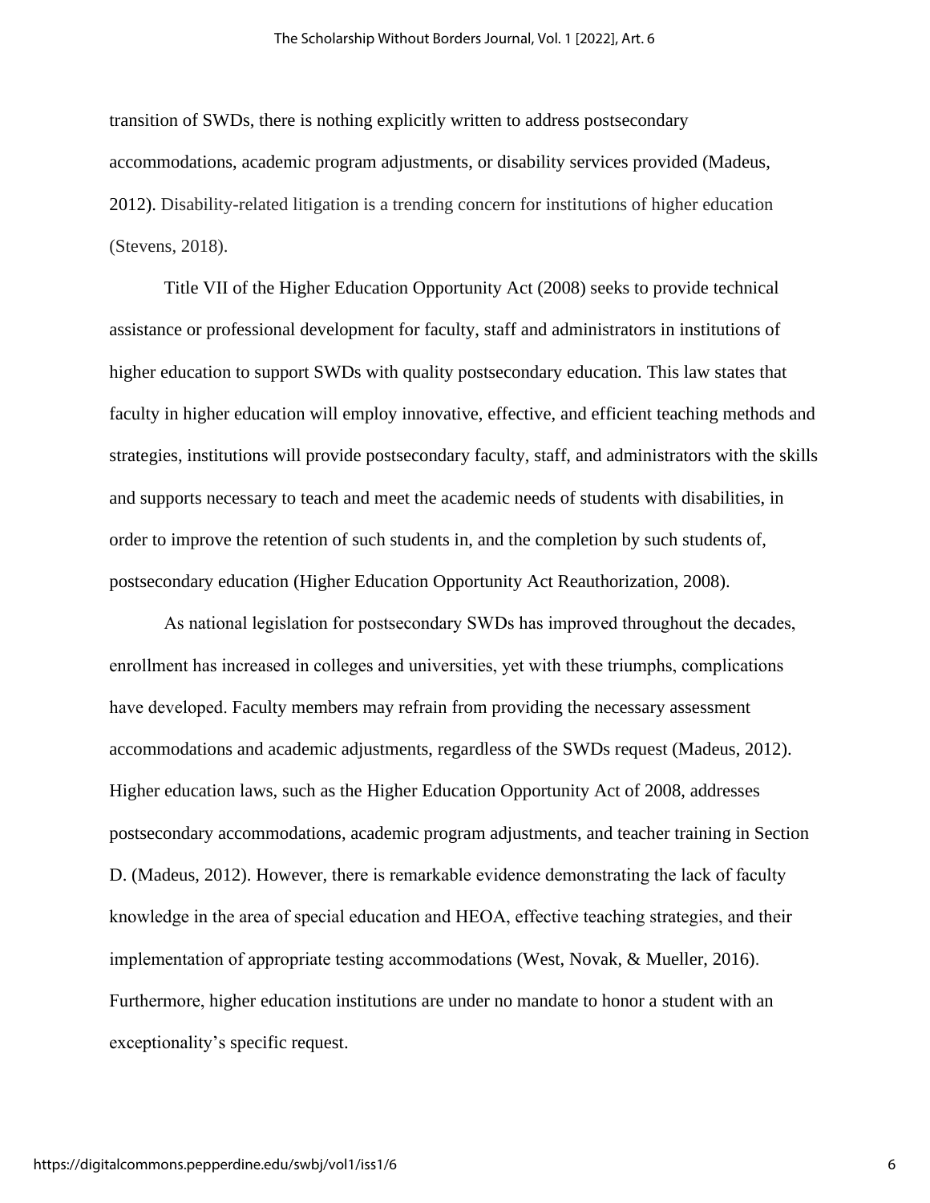transition of SWDs, there is nothing explicitly written to address postsecondary accommodations, academic program adjustments, or disability services provided (Madeus, 2012). Disability-related litigation is a trending concern for institutions of higher education (Stevens, 2018).

Title VII of the Higher Education Opportunity Act (2008) seeks to provide technical assistance or professional development for faculty, staff and administrators in institutions of higher education to support SWDs with quality postsecondary education. This law states that faculty in higher education will employ innovative, effective, and efficient teaching methods and strategies, institutions will provide postsecondary faculty, staff, and administrators with the skills and supports necessary to teach and meet the academic needs of students with disabilities, in order to improve the retention of such students in, and the completion by such students of, postsecondary education (Higher Education Opportunity Act Reauthorization, 2008).

As national legislation for postsecondary SWDs has improved throughout the decades, enrollment has increased in colleges and universities, yet with these triumphs, complications have developed. Faculty members may refrain from providing the necessary assessment accommodations and academic adjustments, regardless of the SWDs request (Madeus, 2012). Higher education laws, such as the Higher Education Opportunity Act of 2008, addresses postsecondary accommodations, academic program adjustments, and teacher training in Section D. (Madeus, 2012). However, there is remarkable evidence demonstrating the lack of faculty knowledge in the area of special education and HEOA, effective teaching strategies, and their implementation of appropriate testing accommodations (West, Novak, & Mueller, 2016). Furthermore, higher education institutions are under no mandate to honor a student with an exceptionality's specific request.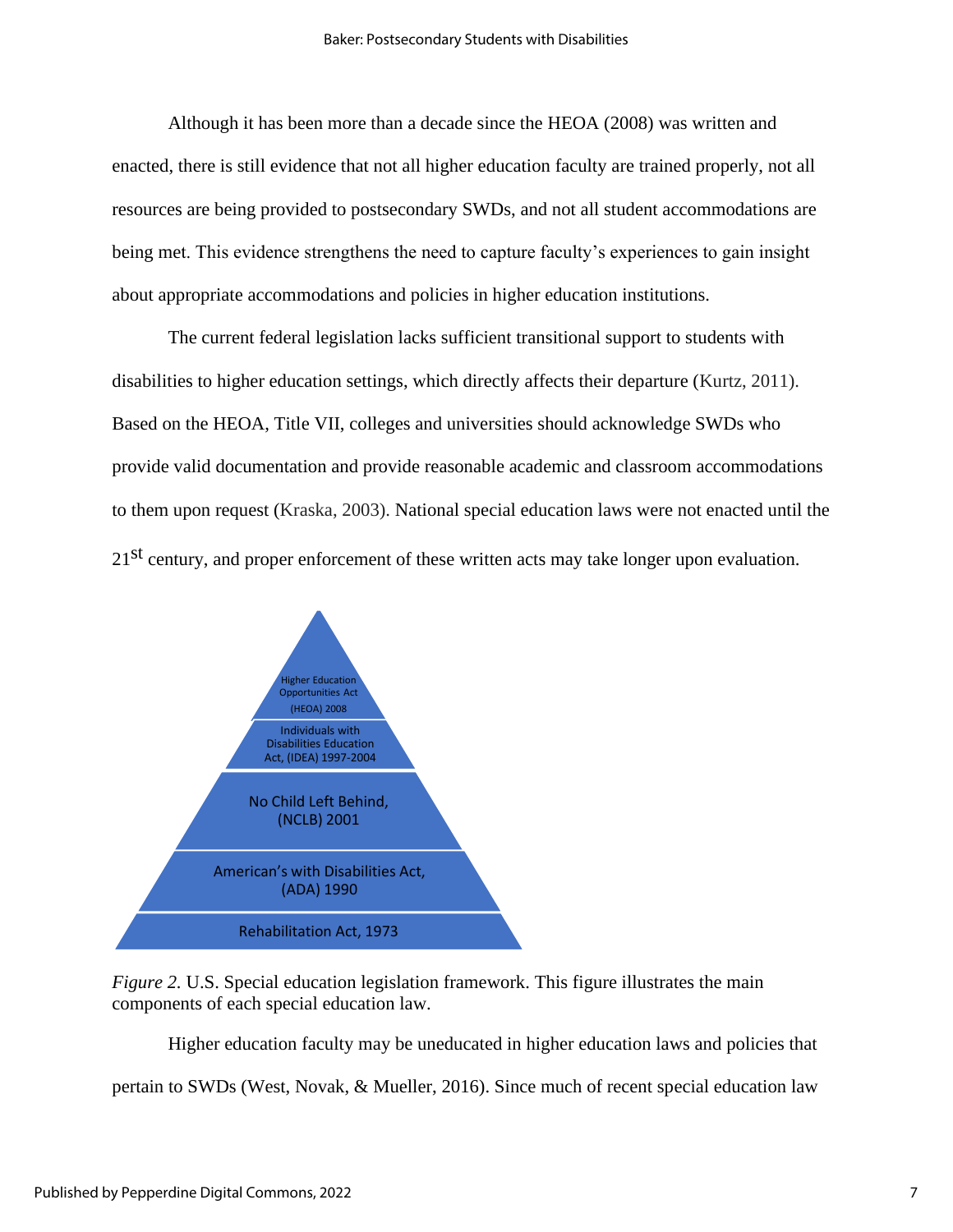Although it has been more than a decade since the HEOA (2008) was written and enacted, there is still evidence that not all higher education faculty are trained properly, not all resources are being provided to postsecondary SWDs, and not all student accommodations are being met. This evidence strengthens the need to capture faculty's experiences to gain insight about appropriate accommodations and policies in higher education institutions.

The current federal legislation lacks sufficient transitional support to students with disabilities to higher education settings, which directly affects their departure (Kurtz, 2011). Based on the HEOA, Title VII, colleges and universities should acknowledge SWDs who provide valid documentation and provide reasonable academic and classroom accommodations to them upon request (Kraska, 2003). National special education laws were not enacted until the 21st century, and proper enforcement of these written acts may take longer upon evaluation.

Higher Education Opportunities Act (HEOA) 2008

Individuals with Disabilities Education Act, (IDEA) 1997-2004

No Child Left Behind, (NCLB) 2001

American's with Disabilities Act, (ADA) 1990

Rehabilitation Act, 1973

*Figure 2.* U.S. Special education legislation framework. This figure illustrates the main components of each special education law.

Higher education faculty may be uneducated in higher education laws and policies that pertain to SWDs (West, Novak, & Mueller, 2016). Since much of recent special education law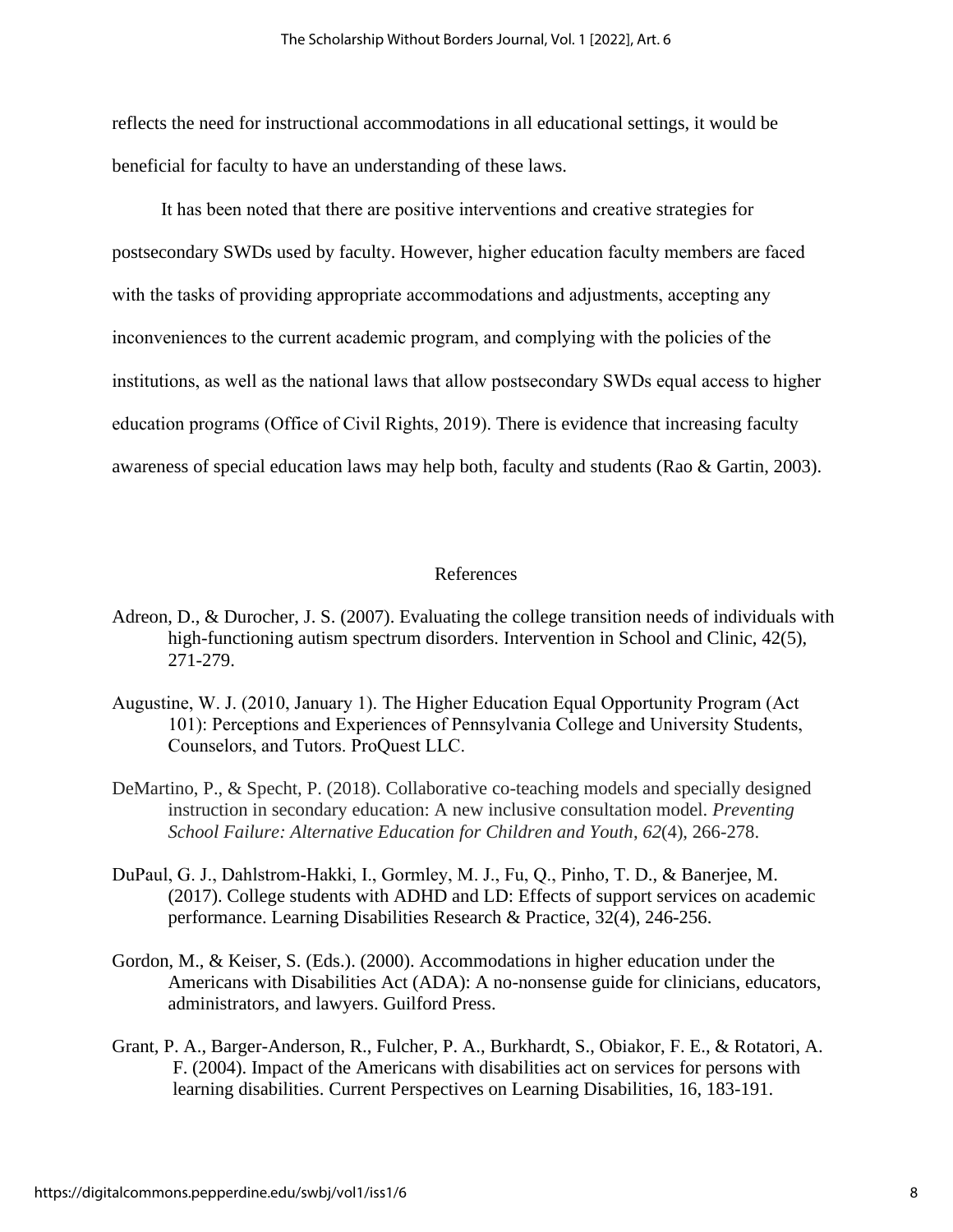reflects the need for instructional accommodations in all educational settings, it would be beneficial for faculty to have an understanding of these laws.

It has been noted that there are positive interventions and creative strategies for postsecondary SWDs used by faculty. However, higher education faculty members are faced with the tasks of providing appropriate accommodations and adjustments, accepting any inconveniences to the current academic program, and complying with the policies of the institutions, as well as the national laws that allow postsecondary SWDs equal access to higher education programs (Office of Civil Rights, 2019). There is evidence that increasing faculty awareness of special education laws may help both, faculty and students (Rao & Gartin, 2003).

## References

Adreon, D., & Durocher, J. S. (2007). Evaluating the college transition needs of individuals with high-functioning autism spectrum disorders. Intervention in School and Clinic, 42(5), 271-279.

Augustine, W. J. (2010, January 1). The Higher Education Equal Opportunity Program (Act 101): Perceptions and Experiences of Pennsylvania College and University Students, Counselors, and Tutors. ProQuest LLC.

DeMartino, P., & Specht, P. (2018). Collaborative co-teaching models and specially designed instruction in secondary education: A new inclusive consultation model. *Preventing School Failure: Alternative Education for Children and Youth*, *62*(4), 266-278.

DuPaul, G. J., Dahlstrom-Hakki, I., Gormley, M. J., Fu, Q., Pinho, T. D., & Banerjee, M. (2017). College students with ADHD and LD: Effects of support services on academic performance. Learning Disabilities Research & Practice, 32(4), 246-256.

Gordon, M., & Keiser, S. (Eds.). (2000). Accommodations in higher education under the Americans with Disabilities Act (ADA): A no-nonsense guide for clinicians, educators, administrators, and lawyers. Guilford Press.

Grant, P. A., Barger-Anderson, R., Fulcher, P. A., Burkhardt, S., Obiakor, F. E., & Rotatori, A. F. (2004). Impact of the Americans with disabilities act on services for persons with learning disabilities. Current Perspectives on Learning Disabilities, 16, 183-191.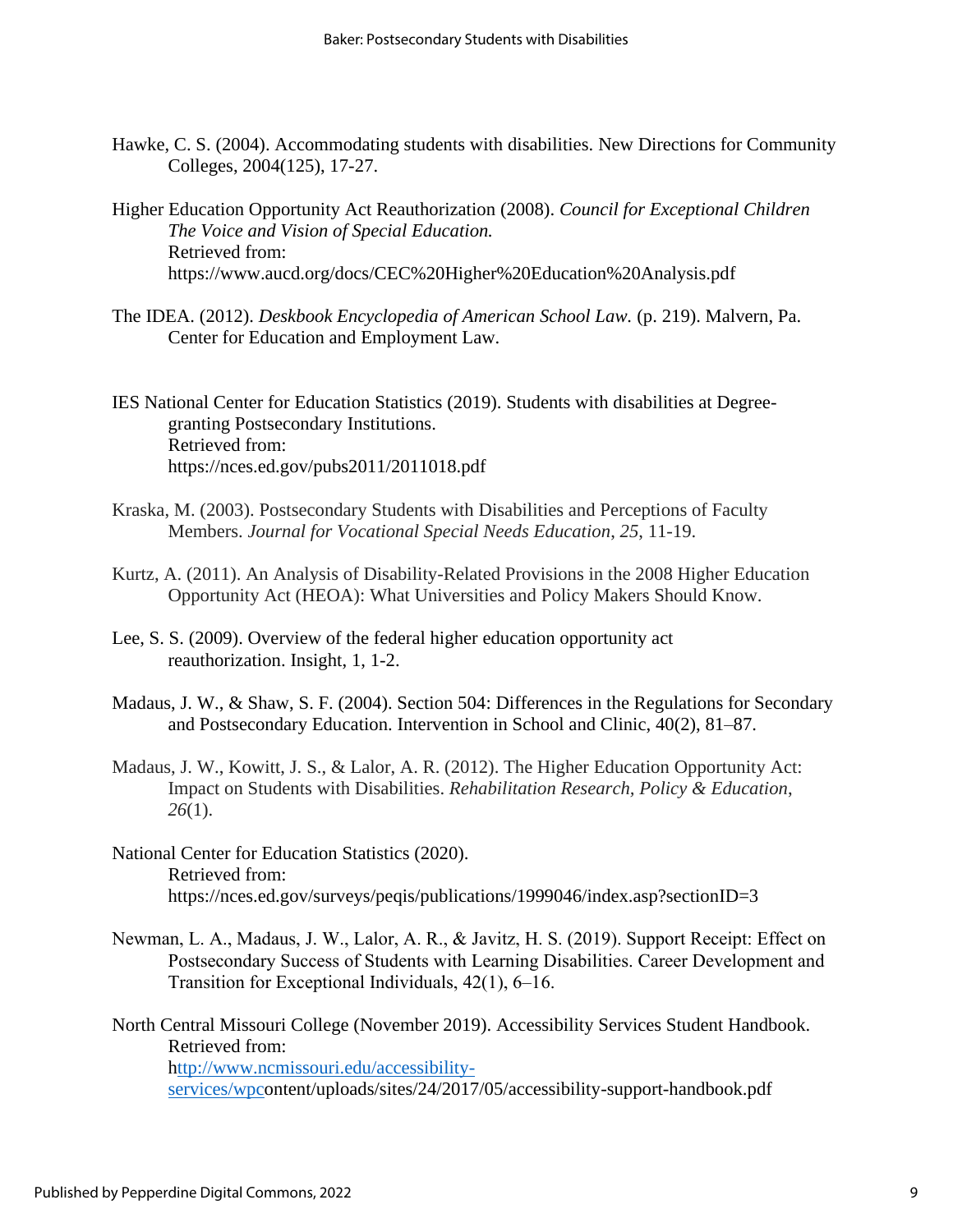Hawke, C. S. (2004). Accommodating students with disabilities. New Directions for Community Colleges, 2004(125), 17-27.

Higher Education Opportunity Act Reauthorization (2008). *Council for Exceptional Children The Voice and Vision of Special Education.* Retrieved from: https://www.aucd.org/docs/CEC%20Higher%20Education%20Analysis.pdf

The IDEA. (2012). *Deskbook Encyclopedia of American School Law.* (p. 219). Malvern, Pa. Center for Education and Employment Law.

IES National Center for Education Statistics (2019). Students with disabilities at Degree-granting Postsecondary Institutions. Retrieved from: https://nces.ed.gov/pubs2011/2011018.pdf

Kraska, M. (2003). Postsecondary Students with Disabilities and Perceptions of Faculty Members. *Journal for Vocational Special Needs Education*, *25*, 11-19.

Kurtz, A. (2011). An Analysis of Disability-Related Provisions in the 2008 Higher Education Opportunity Act (HEOA): What Universities and Policy Makers Should Know.

Lee, S. S. (2009). Overview of the federal higher education opportunity act reauthorization. Insight, 1, 1-2.

Madaus, J. W., & Shaw, S. F. (2004). Section 504: Differences in the Regulations for Secondary and Postsecondary Education. Intervention in School and Clinic, 40(2), 81–87.

Madaus, J. W., Kowitt, J. S., & Lalor, A. R. (2012). The Higher Education Opportunity Act: Impact on Students with Disabilities. *Rehabilitation Research, Policy & Education*, *26*(1).

National Center for Education Statistics (2020). Retrieved from: https://nces.ed.gov/surveys/peqis/publications/1999046/index.asp?sectionID=3

Newman, L. A., Madaus, J. W., Lalor, A. R., & Javitz, H. S. (2019). Support Receipt: Effect on Postsecondary Success of Students with Learning Disabilities. Career Development and Transition for Exceptional Individuals, 42(1), 6–16.

North Central Missouri College (November 2019). Accessibility Services Student Handbook. Retrieved from: http://www.ncmissouri.edu/accessibility-services/wpcontent/uploads/sites/24/2017/05/accessibility-support-handbook.pdf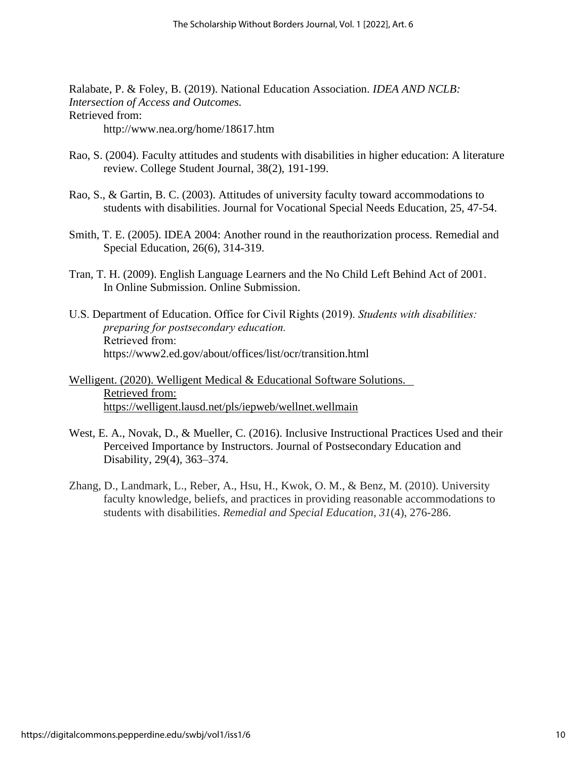Ralabate, P. & Foley, B. (2019). National Education Association. *IDEA AND NCLB: Intersection of Access and Outcomes.* Retrieved from: http://www.nea.org/home/18617.htm

Rao, S. (2004). Faculty attitudes and students with disabilities in higher education: A literature review. College Student Journal, 38(2), 191-199.

Rao, S., & Gartin, B. C. (2003). Attitudes of university faculty toward accommodations to students with disabilities. Journal for Vocational Special Needs Education, 25, 47-54.

Smith, T. E. (2005). IDEA 2004: Another round in the reauthorization process. Remedial and Special Education, 26(6), 314-319.

Tran, T. H. (2009). English Language Learners and the No Child Left Behind Act of 2001. In Online Submission. Online Submission.

U.S. Department of Education. Office for Civil Rights (2019). *Students with disabilities: preparing for postsecondary education.* Retrieved from: https://www2.ed.gov/about/offices/list/ocr/transition.html

Welligent. (2020). Welligent Medical & Educational Software Solutions. Retrieved from: https://welligent.lausd.net/pls/iepweb/wellnet.wellmain

West, E. A., Novak, D., & Mueller, C. (2016). Inclusive Instructional Practices Used and their Perceived Importance by Instructors. Journal of Postsecondary Education and Disability, 29(4), 363–374.

Zhang, D., Landmark, L., Reber, A., Hsu, H., Kwok, O. M., & Benz, M. (2010). University faculty knowledge, beliefs, and practices in providing reasonable accommodations to students with disabilities. *Remedial and Special Education*, *31*(4), 276-286.